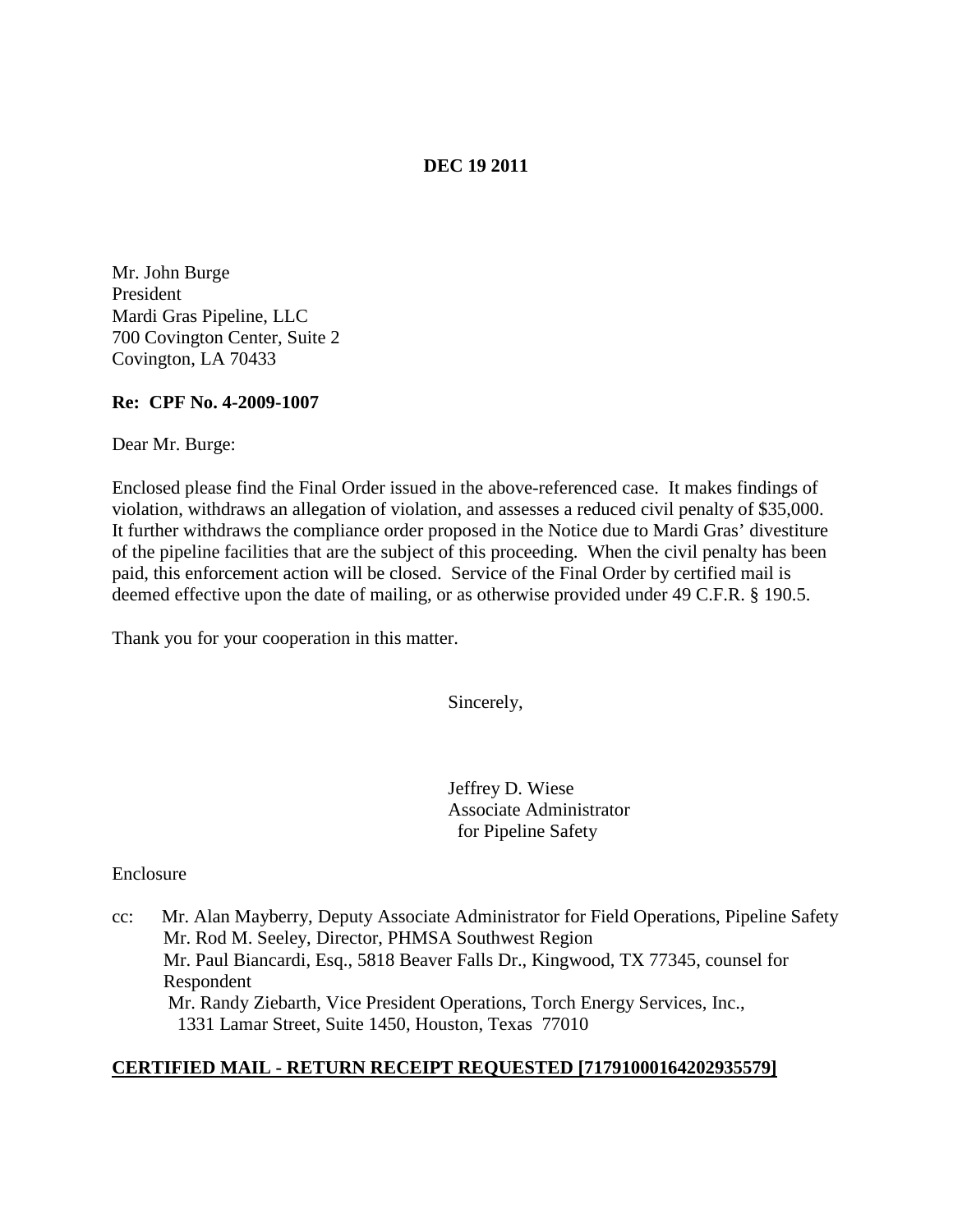**DEC 19 2011**

Mr. John Burge
President
Mardi Gras Pipeline, LLC
700 Covington Center, Suite 2
Covington, LA 70433

**Re: CPF No. 4-2009-1007**

Dear Mr. Burge:

Enclosed please find the Final Order issued in the above-referenced case. It makes findings of violation, withdraws an allegation of violation, and assesses a reduced civil penalty of $35,000. It further withdraws the compliance order proposed in the Notice due to Mardi Gras' divestiture of the pipeline facilities that are the subject of this proceeding. When the civil penalty has been paid, this enforcement action will be closed. Service of the Final Order by certified mail is deemed effective upon the date of mailing, or as otherwise provided under 49 C.F.R. § 190.5.

Thank you for your cooperation in this matter.

Sincerely,

Jeffrey D. Wiese
Associate Administrator
for Pipeline Safety

Enclosure

cc: Mr. Alan Mayberry, Deputy Associate Administrator for Field Operations, Pipeline Safety
Mr. Rod M. Seeley, Director, PHMSA Southwest Region
Mr. Paul Biancardi, Esq., 5818 Beaver Falls Dr., Kingwood, TX 77345, counsel for Respondent
Mr. Randy Ziebarth, Vice President Operations, Torch Energy Services, Inc., 1331 Lamar Street, Suite 1450, Houston, Texas 77010

**CERTIFIED MAIL - RETURN RECEIPT REQUESTED [71791000164202935579]**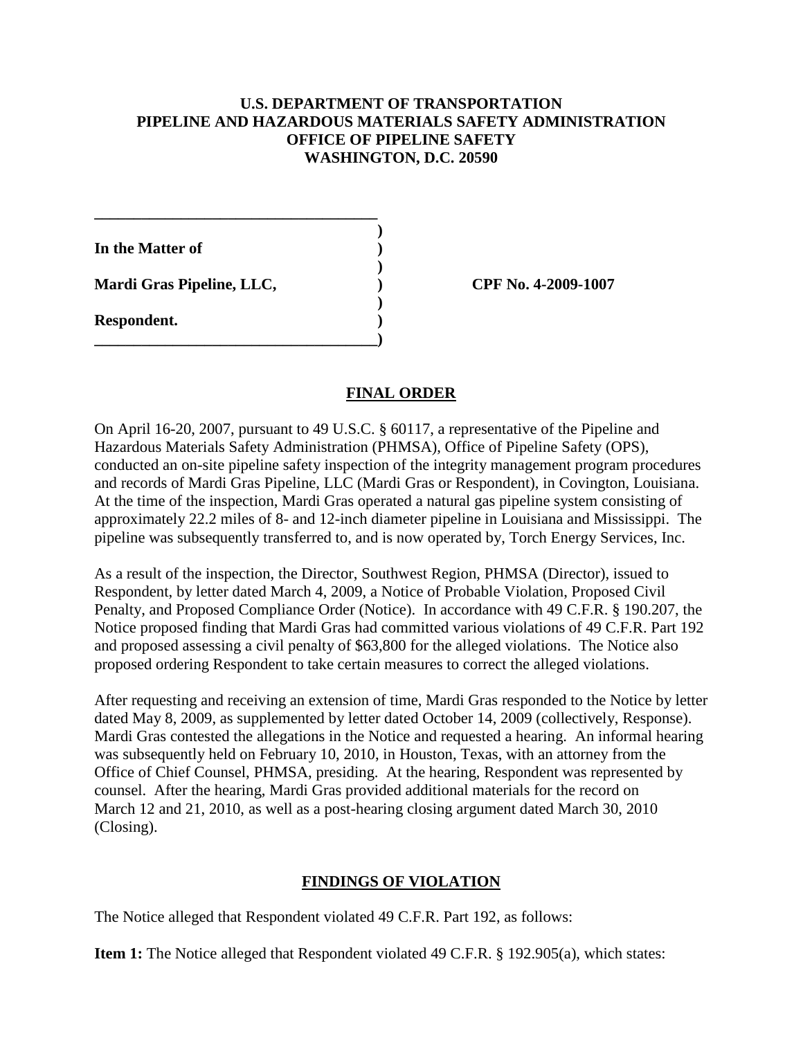**U.S. DEPARTMENT OF TRANSPORTATION**
**PIPELINE AND HAZARDOUS MATERIALS SAFETY ADMINISTRATION**
**OFFICE OF PIPELINE SAFETY**
**WASHINGTON, D.C. 20590**

| | |
|---|---|
| **In the Matter of** | |
| **Mardi Gras Pipeline, LLC,** | **CPF No. 4-2009-1007** |
| **Respondent.** | |

## FINAL ORDER

On April 16-20, 2007, pursuant to 49 U.S.C. § 60117, a representative of the Pipeline and Hazardous Materials Safety Administration (PHMSA), Office of Pipeline Safety (OPS), conducted an on-site pipeline safety inspection of the integrity management program procedures and records of Mardi Gras Pipeline, LLC (Mardi Gras or Respondent), in Covington, Louisiana. At the time of the inspection, Mardi Gras operated a natural gas pipeline system consisting of approximately 22.2 miles of 8- and 12-inch diameter pipeline in Louisiana and Mississippi. The pipeline was subsequently transferred to, and is now operated by, Torch Energy Services, Inc.

As a result of the inspection, the Director, Southwest Region, PHMSA (Director), issued to Respondent, by letter dated March 4, 2009, a Notice of Probable Violation, Proposed Civil Penalty, and Proposed Compliance Order (Notice). In accordance with 49 C.F.R. § 190.207, the Notice proposed finding that Mardi Gras had committed various violations of 49 C.F.R. Part 192 and proposed assessing a civil penalty of $63,800 for the alleged violations. The Notice also proposed ordering Respondent to take certain measures to correct the alleged violations.

After requesting and receiving an extension of time, Mardi Gras responded to the Notice by letter dated May 8, 2009, as supplemented by letter dated October 14, 2009 (collectively, Response). Mardi Gras contested the allegations in the Notice and requested a hearing. An informal hearing was subsequently held on February 10, 2010, in Houston, Texas, with an attorney from the Office of Chief Counsel, PHMSA, presiding. At the hearing, Respondent was represented by counsel. After the hearing, Mardi Gras provided additional materials for the record on March 12 and 21, 2010, as well as a post-hearing closing argument dated March 30, 2010 (Closing).

## FINDINGS OF VIOLATION

The Notice alleged that Respondent violated 49 C.F.R. Part 192, as follows:

**Item 1:** The Notice alleged that Respondent violated 49 C.F.R. § 192.905(a), which states: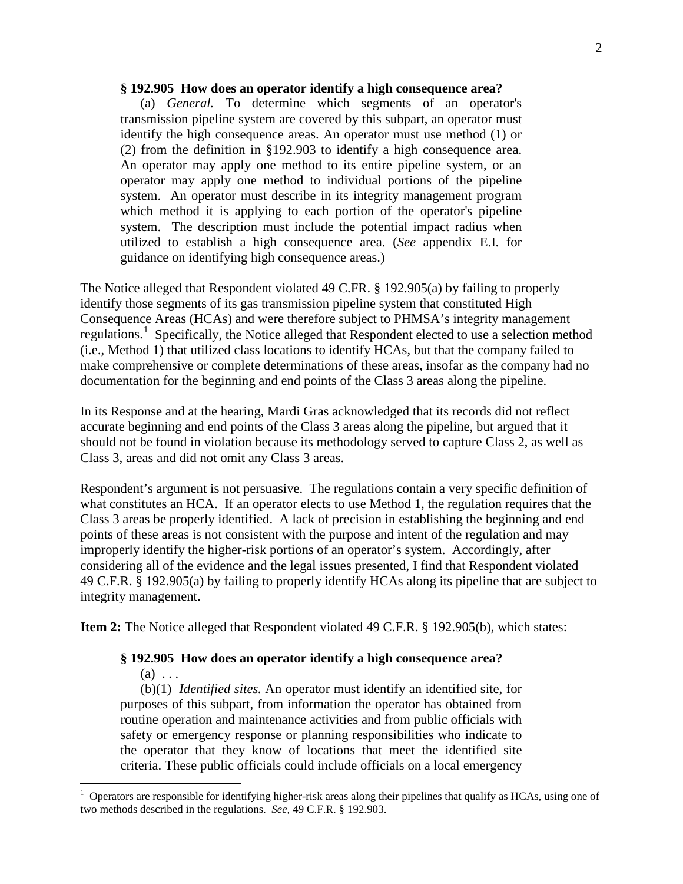**§ 192.905 How does an operator identify a high consequence area?**

(a) *General.* To determine which segments of an operator's transmission pipeline system are covered by this subpart, an operator must identify the high consequence areas. An operator must use method (1) or (2) from the definition in §192.903 to identify a high consequence area. An operator may apply one method to its entire pipeline system, or an operator may apply one method to individual portions of the pipeline system. An operator must describe in its integrity management program which method it is applying to each portion of the operator's pipeline system. The description must include the potential impact radius when utilized to establish a high consequence area. (*See* appendix E.I. for guidance on identifying high consequence areas.)

The Notice alleged that Respondent violated 49 C.FR. § 192.905(a) by failing to properly identify those segments of its gas transmission pipeline system that constituted High Consequence Areas (HCAs) and were therefore subject to PHMSA's integrity management regulations.[1] Specifically, the Notice alleged that Respondent elected to use a selection method (i.e., Method 1) that utilized class locations to identify HCAs, but that the company failed to make comprehensive or complete determinations of these areas, insofar as the company had no documentation for the beginning and end points of the Class 3 areas along the pipeline.

In its Response and at the hearing, Mardi Gras acknowledged that its records did not reflect accurate beginning and end points of the Class 3 areas along the pipeline, but argued that it should not be found in violation because its methodology served to capture Class 2, as well as Class 3, areas and did not omit any Class 3 areas.

Respondent's argument is not persuasive. The regulations contain a very specific definition of what constitutes an HCA. If an operator elects to use Method 1, the regulation requires that the Class 3 areas be properly identified. A lack of precision in establishing the beginning and end points of these areas is not consistent with the purpose and intent of the regulation and may improperly identify the higher-risk portions of an operator's system. Accordingly, after considering all of the evidence and the legal issues presented, I find that Respondent violated 49 C.F.R. § 192.905(a) by failing to properly identify HCAs along its pipeline that are subject to integrity management.

**Item 2:** The Notice alleged that Respondent violated 49 C.F.R. § 192.905(b), which states:

**§ 192.905 How does an operator identify a high consequence area?**

(a) . . .

(b)(1) *Identified sites.* An operator must identify an identified site, for purposes of this subpart, from information the operator has obtained from routine operation and maintenance activities and from public officials with safety or emergency response or planning responsibilities who indicate to the operator that they know of locations that meet the identified site criteria. These public officials could include officials on a local emergency

[1] Operators are responsible for identifying higher-risk areas along their pipelines that qualify as HCAs, using one of two methods described in the regulations. *See,* 49 C.F.R. § 192.903.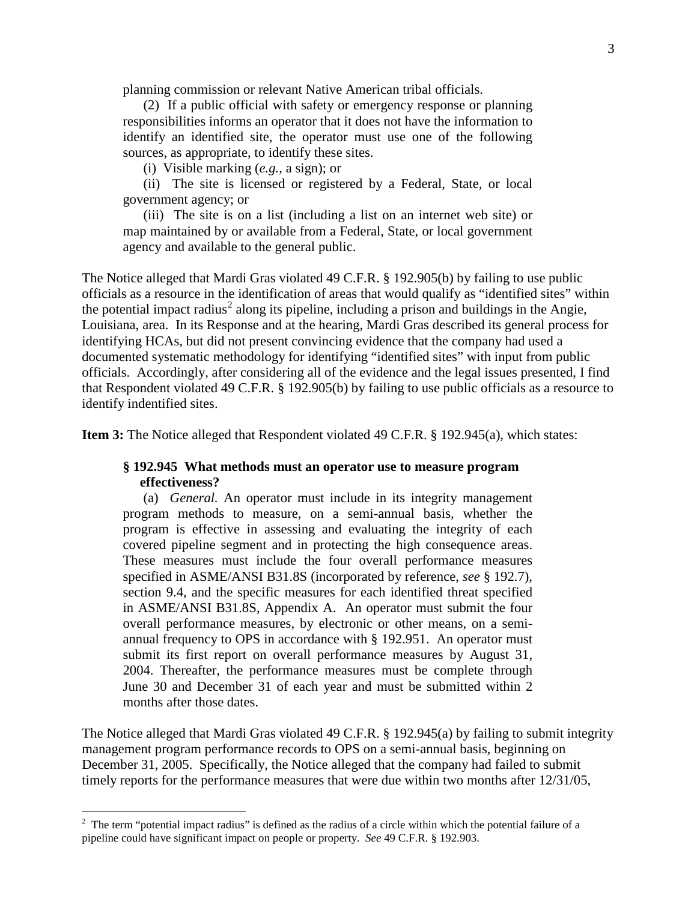planning commission or relevant Native American tribal officials.

(2) If a public official with safety or emergency response or planning responsibilities informs an operator that it does not have the information to identify an identified site, the operator must use one of the following sources, as appropriate, to identify these sites.

(i) Visible marking (*e.g.*, a sign); or

(ii) The site is licensed or registered by a Federal, State, or local government agency; or

(iii) The site is on a list (including a list on an internet web site) or map maintained by or available from a Federal, State, or local government agency and available to the general public.

The Notice alleged that Mardi Gras violated 49 C.F.R. § 192.905(b) by failing to use public officials as a resource in the identification of areas that would qualify as "identified sites" within the potential impact radius[2] along its pipeline, including a prison and buildings in the Angie, Louisiana, area. In its Response and at the hearing, Mardi Gras described its general process for identifying HCAs, but did not present convincing evidence that the company had used a documented systematic methodology for identifying "identified sites" with input from public officials. Accordingly, after considering all of the evidence and the legal issues presented, I find that Respondent violated 49 C.F.R. § 192.905(b) by failing to use public officials as a resource to identify indentified sites.

**Item 3:** The Notice alleged that Respondent violated 49 C.F.R. § 192.945(a), which states:

**§ 192.945 What methods must an operator use to measure program effectiveness?**

(a) *General.* An operator must include in its integrity management program methods to measure, on a semi-annual basis, whether the program is effective in assessing and evaluating the integrity of each covered pipeline segment and in protecting the high consequence areas. These measures must include the four overall performance measures specified in ASME/ANSI B31.8S (incorporated by reference, *see* § 192.7), section 9.4, and the specific measures for each identified threat specified in ASME/ANSI B31.8S, Appendix A. An operator must submit the four overall performance measures, by electronic or other means, on a semi-annual frequency to OPS in accordance with § 192.951. An operator must submit its first report on overall performance measures by August 31, 2004. Thereafter, the performance measures must be complete through June 30 and December 31 of each year and must be submitted within 2 months after those dates.

The Notice alleged that Mardi Gras violated 49 C.F.R. § 192.945(a) by failing to submit integrity management program performance records to OPS on a semi-annual basis, beginning on December 31, 2005. Specifically, the Notice alleged that the company had failed to submit timely reports for the performance measures that were due within two months after 12/31/05,

[2] The term "potential impact radius" is defined as the radius of a circle within which the potential failure of a pipeline could have significant impact on people or property. *See* 49 C.F.R. § 192.903.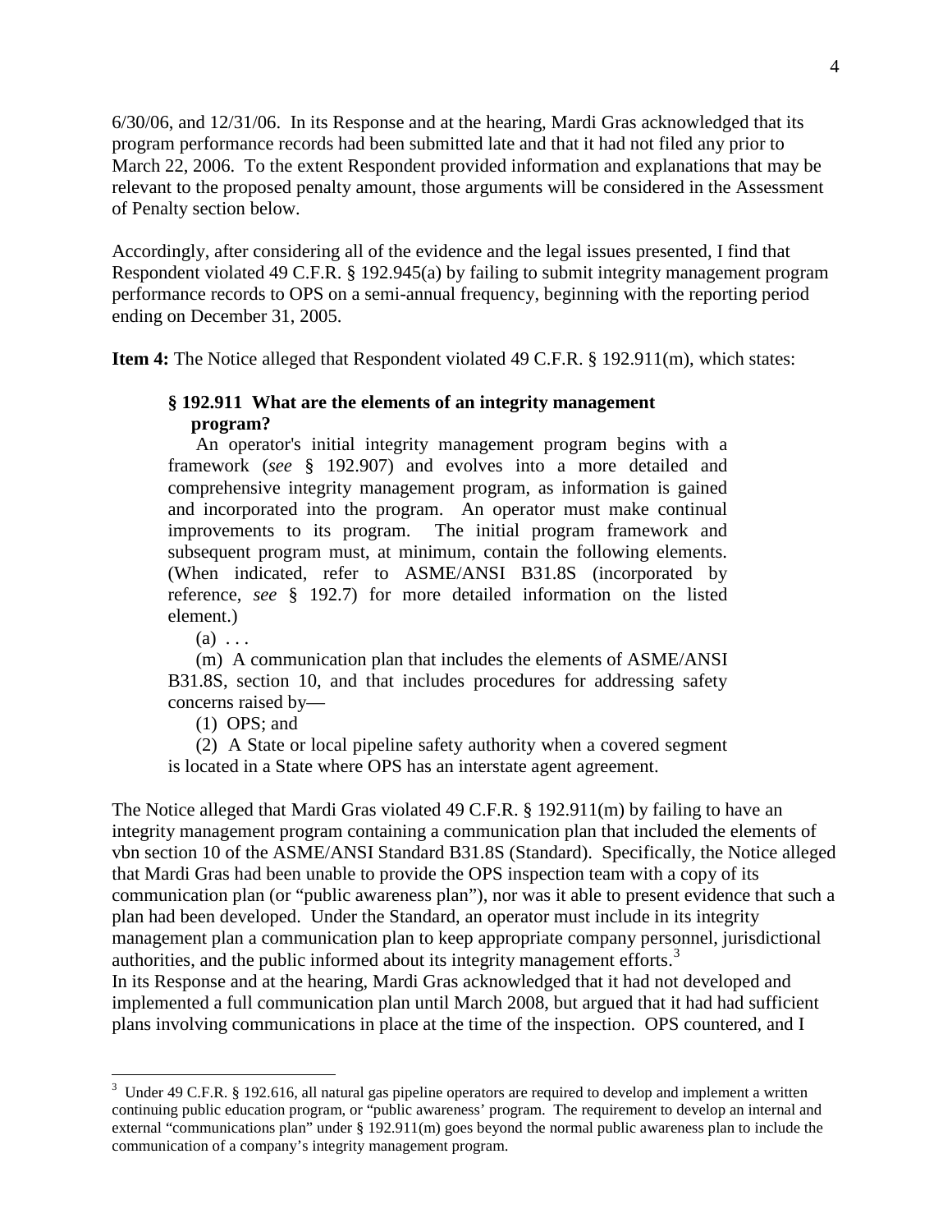6/30/06, and 12/31/06. In its Response and at the hearing, Mardi Gras acknowledged that its program performance records had been submitted late and that it had not filed any prior to March 22, 2006. To the extent Respondent provided information and explanations that may be relevant to the proposed penalty amount, those arguments will be considered in the Assessment of Penalty section below.

Accordingly, after considering all of the evidence and the legal issues presented, I find that Respondent violated 49 C.F.R. § 192.945(a) by failing to submit integrity management program performance records to OPS on a semi-annual frequency, beginning with the reporting period ending on December 31, 2005.

**Item 4:** The Notice alleged that Respondent violated 49 C.F.R. § 192.911(m), which states:

> **§ 192.911 What are the elements of an integrity management program?**
>
> An operator's initial integrity management program begins with a framework (*see* § 192.907) and evolves into a more detailed and comprehensive integrity management program, as information is gained and incorporated into the program. An operator must make continual improvements to its program. The initial program framework and subsequent program must, at minimum, contain the following elements. (When indicated, refer to ASME/ANSI B31.8S (incorporated by reference, *see* § 192.7) for more detailed information on the listed element.)
>
> (a) . . .
>
> (m) A communication plan that includes the elements of ASME/ANSI B31.8S, section 10, and that includes procedures for addressing safety concerns raised by—
>
> (1) OPS; and
>
> (2) A State or local pipeline safety authority when a covered segment is located in a State where OPS has an interstate agent agreement.

The Notice alleged that Mardi Gras violated 49 C.F.R. § 192.911(m) by failing to have an integrity management program containing a communication plan that included the elements of vbn section 10 of the ASME/ANSI Standard B31.8S (Standard). Specifically, the Notice alleged that Mardi Gras had been unable to provide the OPS inspection team with a copy of its communication plan (or "public awareness plan"), nor was it able to present evidence that such a plan had been developed. Under the Standard, an operator must include in its integrity management plan a communication plan to keep appropriate company personnel, jurisdictional authorities, and the public informed about its integrity management efforts.[3]

In its Response and at the hearing, Mardi Gras acknowledged that it had not developed and implemented a full communication plan until March 2008, but argued that it had had sufficient plans involving communications in place at the time of the inspection. OPS countered, and I

[3] Under 49 C.F.R. § 192.616, all natural gas pipeline operators are required to develop and implement a written continuing public education program, or "public awareness" program. The requirement to develop an internal and external "communications plan" under § 192.911(m) goes beyond the normal public awareness plan to include the communication of a company's integrity management program.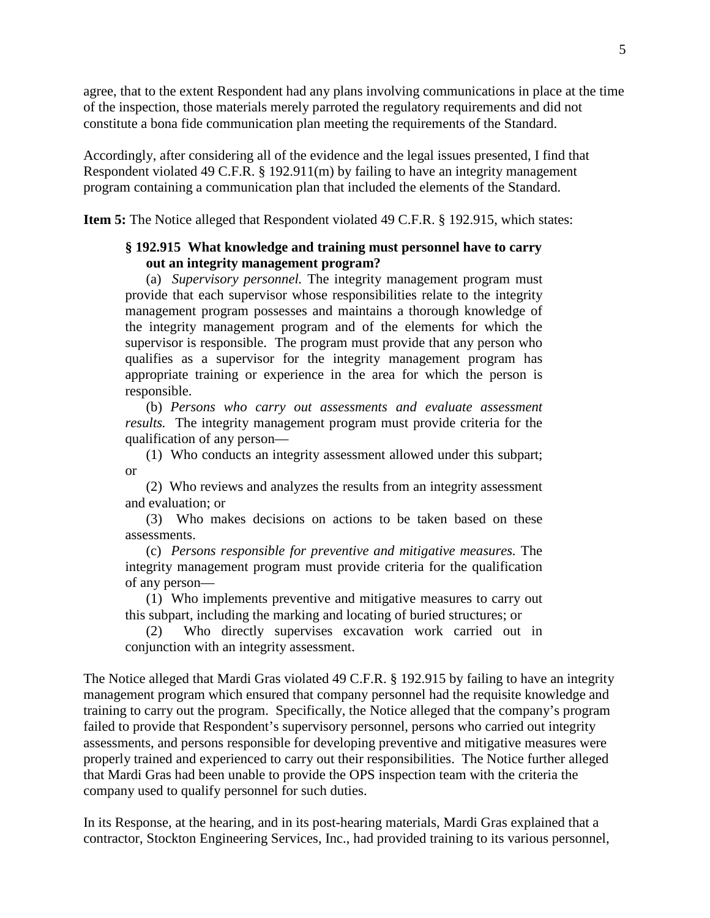agree, that to the extent Respondent had any plans involving communications in place at the time of the inspection, those materials merely parroted the regulatory requirements and did not constitute a bona fide communication plan meeting the requirements of the Standard.

Accordingly, after considering all of the evidence and the legal issues presented, I find that Respondent violated 49 C.F.R. § 192.911(m) by failing to have an integrity management program containing a communication plan that included the elements of the Standard.

**Item 5:** The Notice alleged that Respondent violated 49 C.F.R. § 192.915, which states:

> **§ 192.915 What knowledge and training must personnel have to carry out an integrity management program?**
>
> (a) *Supervisory personnel.* The integrity management program must provide that each supervisor whose responsibilities relate to the integrity management program possesses and maintains a thorough knowledge of the integrity management program and of the elements for which the supervisor is responsible. The program must provide that any person who qualifies as a supervisor for the integrity management program has appropriate training or experience in the area for which the person is responsible.
>
> (b) *Persons who carry out assessments and evaluate assessment results.* The integrity management program must provide criteria for the qualification of any person—
>
> (1) Who conducts an integrity assessment allowed under this subpart; or
>
> (2) Who reviews and analyzes the results from an integrity assessment and evaluation; or
>
> (3) Who makes decisions on actions to be taken based on these assessments.
>
> (c) *Persons responsible for preventive and mitigative measures.* The integrity management program must provide criteria for the qualification of any person—
>
> (1) Who implements preventive and mitigative measures to carry out this subpart, including the marking and locating of buried structures; or
>
> (2) Who directly supervises excavation work carried out in conjunction with an integrity assessment.

The Notice alleged that Mardi Gras violated 49 C.F.R. § 192.915 by failing to have an integrity management program which ensured that company personnel had the requisite knowledge and training to carry out the program. Specifically, the Notice alleged that the company's program failed to provide that Respondent's supervisory personnel, persons who carried out integrity assessments, and persons responsible for developing preventive and mitigative measures were properly trained and experienced to carry out their responsibilities. The Notice further alleged that Mardi Gras had been unable to provide the OPS inspection team with the criteria the company used to qualify personnel for such duties.

In its Response, at the hearing, and in its post-hearing materials, Mardi Gras explained that a contractor, Stockton Engineering Services, Inc., had provided training to its various personnel,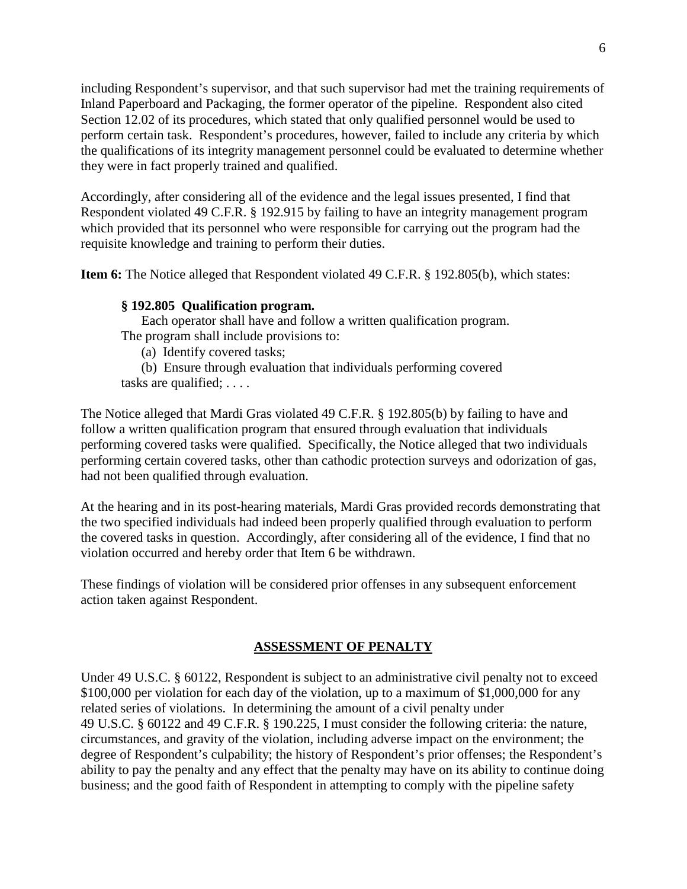including Respondent's supervisor, and that such supervisor had met the training requirements of Inland Paperboard and Packaging, the former operator of the pipeline. Respondent also cited Section 12.02 of its procedures, which stated that only qualified personnel would be used to perform certain task. Respondent's procedures, however, failed to include any criteria by which the qualifications of its integrity management personnel could be evaluated to determine whether they were in fact properly trained and qualified.

Accordingly, after considering all of the evidence and the legal issues presented, I find that Respondent violated 49 C.F.R. § 192.915 by failing to have an integrity management program which provided that its personnel who were responsible for carrying out the program had the requisite knowledge and training to perform their duties.

**Item 6:** The Notice alleged that Respondent violated 49 C.F.R. § 192.805(b), which states:

> **§ 192.805 Qualification program.**
> Each operator shall have and follow a written qualification program. The program shall include provisions to:
> (a) Identify covered tasks;
> (b) Ensure through evaluation that individuals performing covered tasks are qualified; . . . .

The Notice alleged that Mardi Gras violated 49 C.F.R. § 192.805(b) by failing to have and follow a written qualification program that ensured through evaluation that individuals performing covered tasks were qualified. Specifically, the Notice alleged that two individuals performing certain covered tasks, other than cathodic protection surveys and odorization of gas, had not been qualified through evaluation.

At the hearing and in its post-hearing materials, Mardi Gras provided records demonstrating that the two specified individuals had indeed been properly qualified through evaluation to perform the covered tasks in question. Accordingly, after considering all of the evidence, I find that no violation occurred and hereby order that Item 6 be withdrawn.

These findings of violation will be considered prior offenses in any subsequent enforcement action taken against Respondent.

## ASSESSMENT OF PENALTY

Under 49 U.S.C. § 60122, Respondent is subject to an administrative civil penalty not to exceed $100,000 per violation for each day of the violation, up to a maximum of $1,000,000 for any related series of violations. In determining the amount of a civil penalty under 49 U.S.C. § 60122 and 49 C.F.R. § 190.225, I must consider the following criteria: the nature, circumstances, and gravity of the violation, including adverse impact on the environment; the degree of Respondent's culpability; the history of Respondent's prior offenses; the Respondent's ability to pay the penalty and any effect that the penalty may have on its ability to continue doing business; and the good faith of Respondent in attempting to comply with the pipeline safety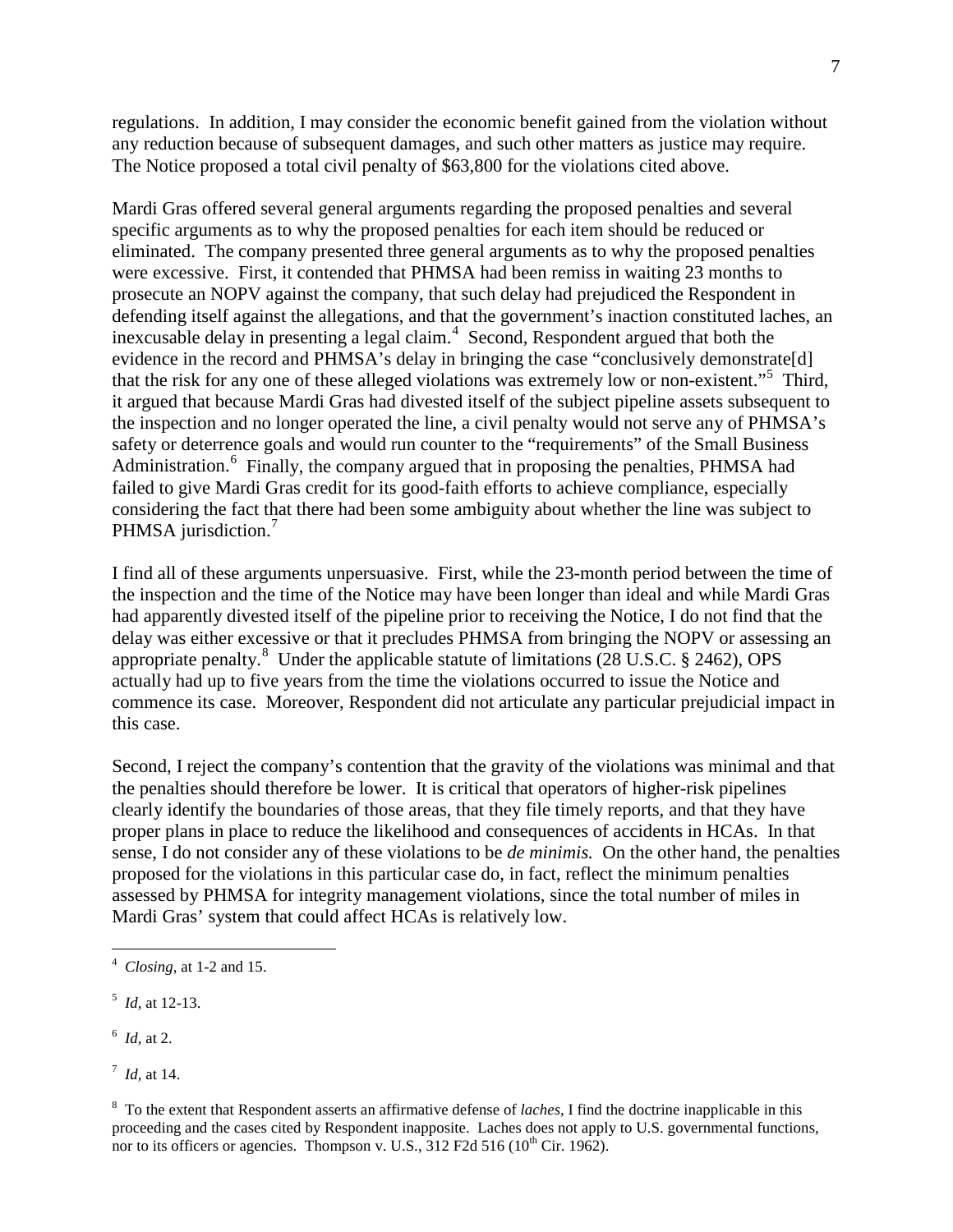regulations. In addition, I may consider the economic benefit gained from the violation without any reduction because of subsequent damages, and such other matters as justice may require. The Notice proposed a total civil penalty of $63,800 for the violations cited above.

Mardi Gras offered several general arguments regarding the proposed penalties and several specific arguments as to why the proposed penalties for each item should be reduced or eliminated. The company presented three general arguments as to why the proposed penalties were excessive. First, it contended that PHMSA had been remiss in waiting 23 months to prosecute an NOPV against the company, that such delay had prejudiced the Respondent in defending itself against the allegations, and that the government's inaction constituted laches, an inexcusable delay in presenting a legal claim.[4] Second, Respondent argued that both the evidence in the record and PHMSA's delay in bringing the case "conclusively demonstrate[d] that the risk for any one of these alleged violations was extremely low or non-existent."[5] Third, it argued that because Mardi Gras had divested itself of the subject pipeline assets subsequent to the inspection and no longer operated the line, a civil penalty would not serve any of PHMSA's safety or deterrence goals and would run counter to the "requirements" of the Small Business Administration.[6] Finally, the company argued that in proposing the penalties, PHMSA had failed to give Mardi Gras credit for its good-faith efforts to achieve compliance, especially considering the fact that there had been some ambiguity about whether the line was subject to PHMSA jurisdiction.[7]

I find all of these arguments unpersuasive. First, while the 23-month period between the time of the inspection and the time of the Notice may have been longer than ideal and while Mardi Gras had apparently divested itself of the pipeline prior to receiving the Notice, I do not find that the delay was either excessive or that it precludes PHMSA from bringing the NOPV or assessing an appropriate penalty.[8] Under the applicable statute of limitations (28 U.S.C. § 2462), OPS actually had up to five years from the time the violations occurred to issue the Notice and commence its case. Moreover, Respondent did not articulate any particular prejudicial impact in this case.

Second, I reject the company's contention that the gravity of the violations was minimal and that the penalties should therefore be lower. It is critical that operators of higher-risk pipelines clearly identify the boundaries of those areas, that they file timely reports, and that they have proper plans in place to reduce the likelihood and consequences of accidents in HCAs. In that sense, I do not consider any of these violations to be *de minimis.* On the other hand, the penalties proposed for the violations in this particular case do, in fact, reflect the minimum penalties assessed by PHMSA for integrity management violations, since the total number of miles in Mardi Gras' system that could affect HCAs is relatively low.

---

[4] *Closing,* at 1-2 and 15.

[5] *Id,* at 12-13.

[6] *Id,* at 2.

[7] *Id,* at 14.

[8] To the extent that Respondent asserts an affirmative defense of *laches,* I find the doctrine inapplicable in this proceeding and the cases cited by Respondent inapposite. Laches does not apply to U.S. governmental functions, nor to its officers or agencies. Thompson v. U.S., 312 F2d 516 (10th Cir. 1962).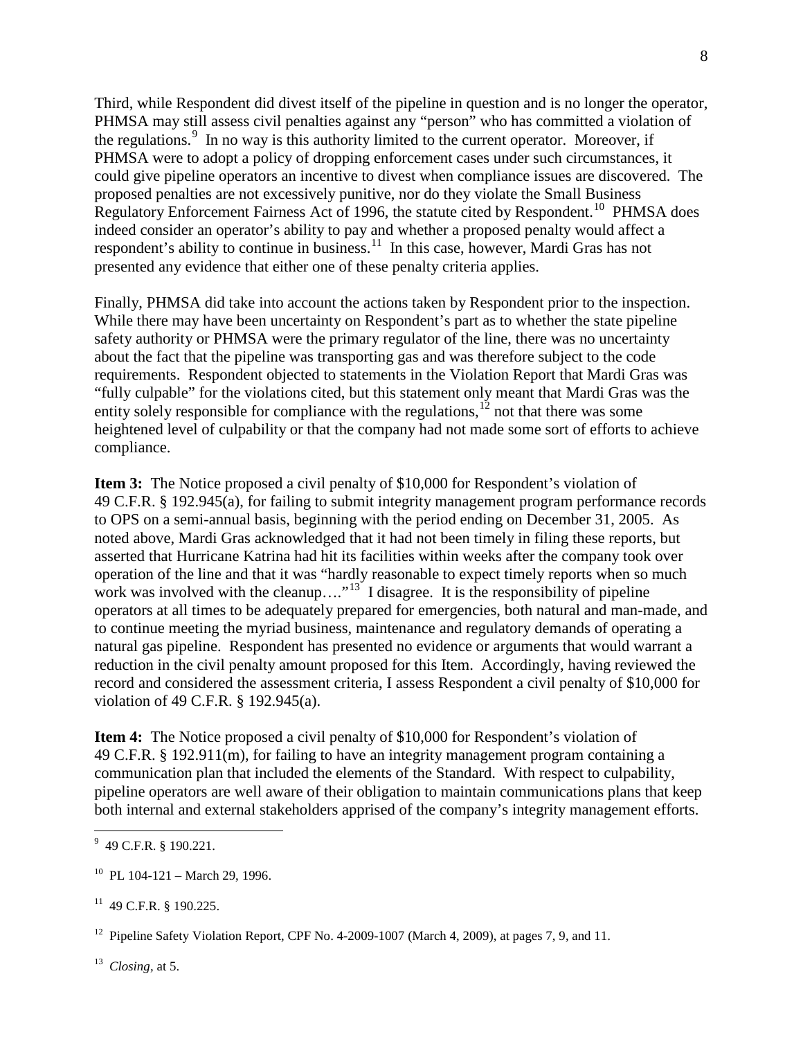Third, while Respondent did divest itself of the pipeline in question and is no longer the operator, PHMSA may still assess civil penalties against any "person" who has committed a violation of the regulations.[9] In no way is this authority limited to the current operator. Moreover, if PHMSA were to adopt a policy of dropping enforcement cases under such circumstances, it could give pipeline operators an incentive to divest when compliance issues are discovered. The proposed penalties are not excessively punitive, nor do they violate the Small Business Regulatory Enforcement Fairness Act of 1996, the statute cited by Respondent.[10] PHMSA does indeed consider an operator's ability to pay and whether a proposed penalty would affect a respondent's ability to continue in business.[11] In this case, however, Mardi Gras has not presented any evidence that either one of these penalty criteria applies.

Finally, PHMSA did take into account the actions taken by Respondent prior to the inspection. While there may have been uncertainty on Respondent's part as to whether the state pipeline safety authority or PHMSA were the primary regulator of the line, there was no uncertainty about the fact that the pipeline was transporting gas and was therefore subject to the code requirements. Respondent objected to statements in the Violation Report that Mardi Gras was "fully culpable" for the violations cited, but this statement only meant that Mardi Gras was the entity solely responsible for compliance with the regulations,[12] not that there was some heightened level of culpability or that the company had not made some sort of efforts to achieve compliance.

**Item 3:** The Notice proposed a civil penalty of $10,000 for Respondent's violation of 49 C.F.R. § 192.945(a), for failing to submit integrity management program performance records to OPS on a semi-annual basis, beginning with the period ending on December 31, 2005. As noted above, Mardi Gras acknowledged that it had not been timely in filing these reports, but asserted that Hurricane Katrina had hit its facilities within weeks after the company took over operation of the line and that it was "hardly reasonable to expect timely reports when so much work was involved with the cleanup…."[13] I disagree. It is the responsibility of pipeline operators at all times to be adequately prepared for emergencies, both natural and man-made, and to continue meeting the myriad business, maintenance and regulatory demands of operating a natural gas pipeline. Respondent has presented no evidence or arguments that would warrant a reduction in the civil penalty amount proposed for this Item. Accordingly, having reviewed the record and considered the assessment criteria, I assess Respondent a civil penalty of $10,000 for violation of 49 C.F.R. § 192.945(a).

**Item 4:** The Notice proposed a civil penalty of $10,000 for Respondent's violation of 49 C.F.R. § 192.911(m), for failing to have an integrity management program containing a communication plan that included the elements of the Standard. With respect to culpability, pipeline operators are well aware of their obligation to maintain communications plans that keep both internal and external stakeholders apprised of the company's integrity management efforts.

---

[9] 49 C.F.R. § 190.221.

[10] PL 104-121 – March 29, 1996.

[11] 49 C.F.R. § 190.225.

[12] Pipeline Safety Violation Report, CPF No. 4-2009-1007 (March 4, 2009), at pages 7, 9, and 11.

[13] *Closing*, at 5.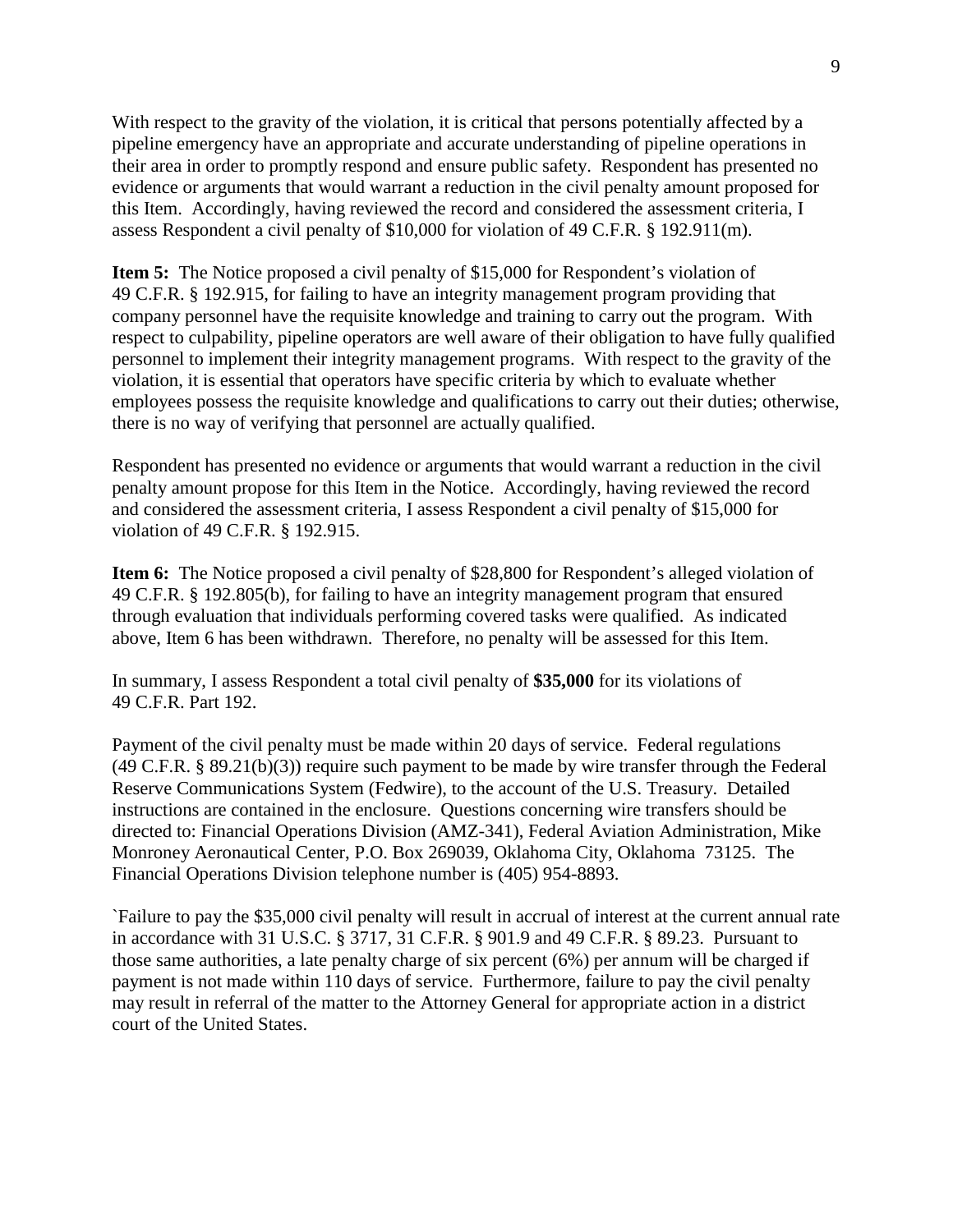With respect to the gravity of the violation, it is critical that persons potentially affected by a pipeline emergency have an appropriate and accurate understanding of pipeline operations in their area in order to promptly respond and ensure public safety. Respondent has presented no evidence or arguments that would warrant a reduction in the civil penalty amount proposed for this Item. Accordingly, having reviewed the record and considered the assessment criteria, I assess Respondent a civil penalty of $10,000 for violation of 49 C.F.R. § 192.911(m).

**Item 5:** The Notice proposed a civil penalty of $15,000 for Respondent's violation of 49 C.F.R. § 192.915, for failing to have an integrity management program providing that company personnel have the requisite knowledge and training to carry out the program. With respect to culpability, pipeline operators are well aware of their obligation to have fully qualified personnel to implement their integrity management programs. With respect to the gravity of the violation, it is essential that operators have specific criteria by which to evaluate whether employees possess the requisite knowledge and qualifications to carry out their duties; otherwise, there is no way of verifying that personnel are actually qualified.

Respondent has presented no evidence or arguments that would warrant a reduction in the civil penalty amount propose for this Item in the Notice. Accordingly, having reviewed the record and considered the assessment criteria, I assess Respondent a civil penalty of $15,000 for violation of 49 C.F.R. § 192.915.

**Item 6:** The Notice proposed a civil penalty of $28,800 for Respondent's alleged violation of 49 C.F.R. § 192.805(b), for failing to have an integrity management program that ensured through evaluation that individuals performing covered tasks were qualified. As indicated above, Item 6 has been withdrawn. Therefore, no penalty will be assessed for this Item.

In summary, I assess Respondent a total civil penalty of **$35,000** for its violations of 49 C.F.R. Part 192.

Payment of the civil penalty must be made within 20 days of service. Federal regulations (49 C.F.R. § 89.21(b)(3)) require such payment to be made by wire transfer through the Federal Reserve Communications System (Fedwire), to the account of the U.S. Treasury. Detailed instructions are contained in the enclosure. Questions concerning wire transfers should be directed to: Financial Operations Division (AMZ-341), Federal Aviation Administration, Mike Monroney Aeronautical Center, P.O. Box 269039, Oklahoma City, Oklahoma 73125. The Financial Operations Division telephone number is (405) 954-8893.

`Failure to pay the $35,000 civil penalty will result in accrual of interest at the current annual rate in accordance with 31 U.S.C. § 3717, 31 C.F.R. § 901.9 and 49 C.F.R. § 89.23. Pursuant to those same authorities, a late penalty charge of six percent (6%) per annum will be charged if payment is not made within 110 days of service. Furthermore, failure to pay the civil penalty may result in referral of the matter to the Attorney General for appropriate action in a district court of the United States.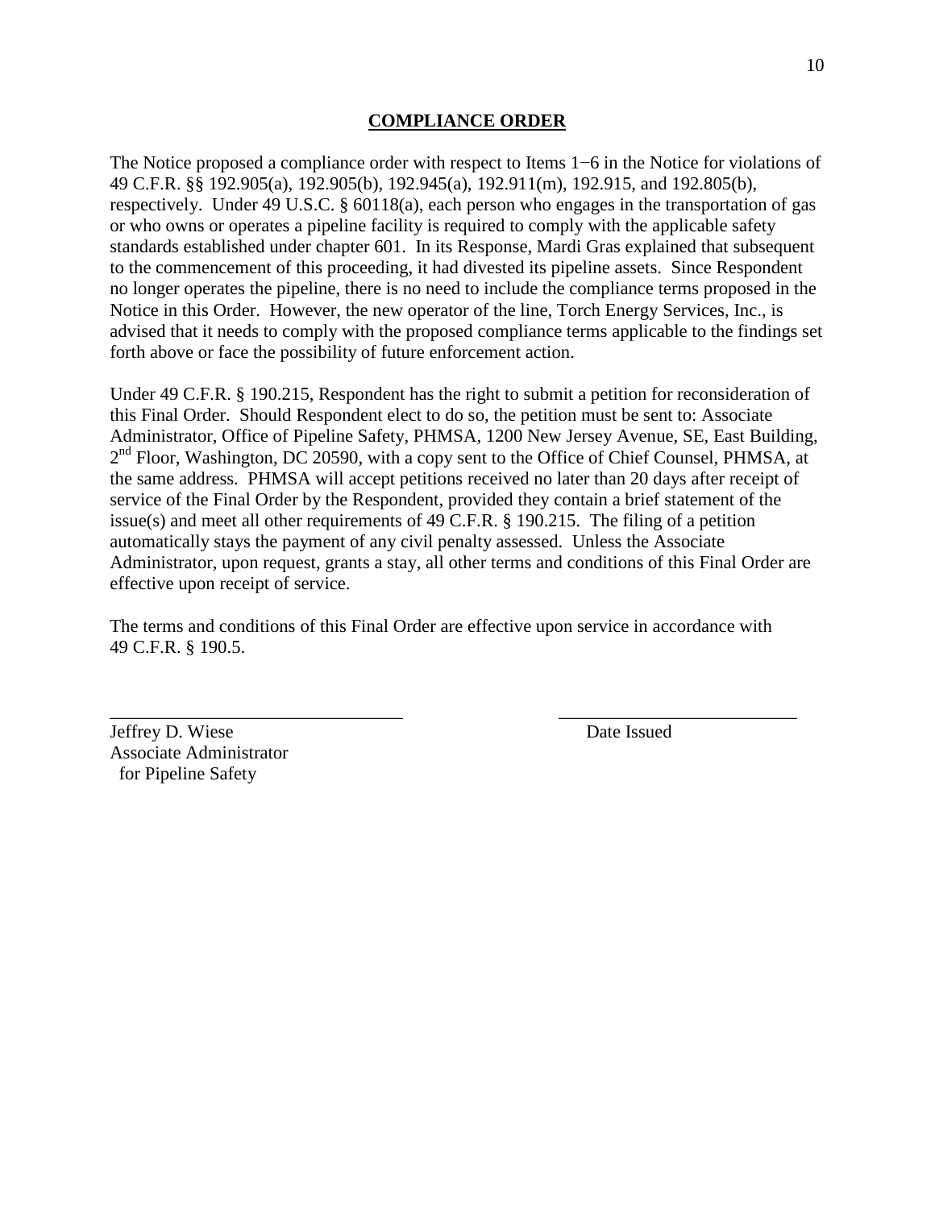## COMPLIANCE ORDER

The Notice proposed a compliance order with respect to Items 1−6 in the Notice for violations of 49 C.F.R. §§ 192.905(a), 192.905(b), 192.945(a), 192.911(m), 192.915, and 192.805(b), respectively. Under 49 U.S.C. § 60118(a), each person who engages in the transportation of gas or who owns or operates a pipeline facility is required to comply with the applicable safety standards established under chapter 601. In its Response, Mardi Gras explained that subsequent to the commencement of this proceeding, it had divested its pipeline assets. Since Respondent no longer operates the pipeline, there is no need to include the compliance terms proposed in the Notice in this Order. However, the new operator of the line, Torch Energy Services, Inc., is advised that it needs to comply with the proposed compliance terms applicable to the findings set forth above or face the possibility of future enforcement action.

Under 49 C.F.R. § 190.215, Respondent has the right to submit a petition for reconsideration of this Final Order. Should Respondent elect to do so, the petition must be sent to: Associate Administrator, Office of Pipeline Safety, PHMSA, 1200 New Jersey Avenue, SE, East Building, 2nd Floor, Washington, DC 20590, with a copy sent to the Office of Chief Counsel, PHMSA, at the same address. PHMSA will accept petitions received no later than 20 days after receipt of service of the Final Order by the Respondent, provided they contain a brief statement of the issue(s) and meet all other requirements of 49 C.F.R. § 190.215. The filing of a petition automatically stays the payment of any civil penalty assessed. Unless the Associate Administrator, upon request, grants a stay, all other terms and conditions of this Final Order are effective upon receipt of service.

The terms and conditions of this Final Order are effective upon service in accordance with 49 C.F.R. § 190.5.

\_\_\_\_\_\_\_\_\_\_\_\_\_\_\_\_\_\_\_\_\_\_\_\_\_\_\_\_\_\_\_\_ \_\_\_\_\_\_\_\_\_\_\_\_\_\_\_\_\_\_\_\_\_\_\_\_\_\_

Jeffrey D. Wiese
Associate Administrator
for Pipeline Safety

Date Issued